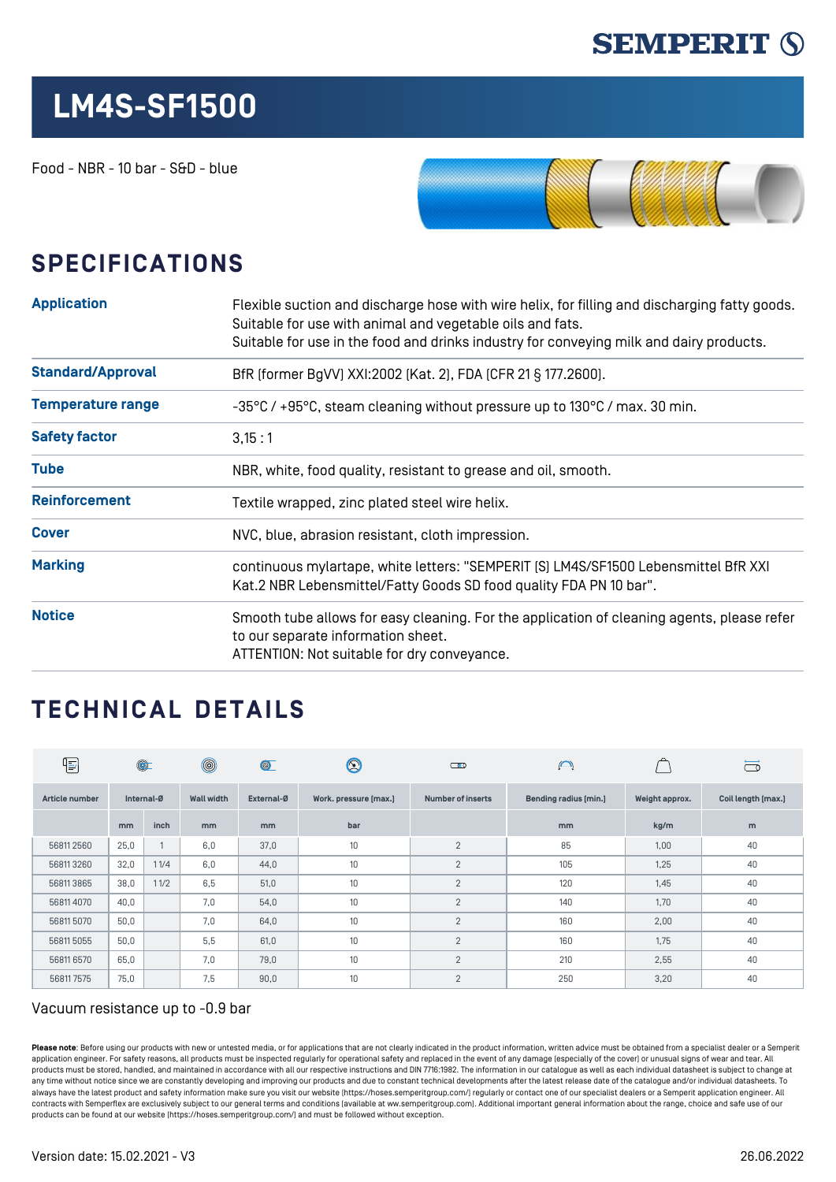SEMPERIT

# LM4S-SF1500

Food - NBR - 10 bar - S&D - blue

## SPECIFICATIONS

| | |
|---|---|
| **Application** | Flexible suction and discharge hose with wire helix, for filling and discharging fatty goods. Suitable for use with animal and vegetable oils and fats. Suitable for use in the food and drinks industry for conveying milk and dairy products. |
| **Standard/Approval** | BfR (former BgVV) XXI:2002 (Kat. 2), FDA (CFR 21 § 177.2600). |
| **Temperature range** | -35°C / +95°C, steam cleaning without pressure up to 130°C / max. 30 min. |
| **Safety factor** | 3,15 : 1 |
| **Tube** | NBR, white, food quality, resistant to grease and oil, smooth. |
| **Reinforcement** | Textile wrapped, zinc plated steel wire helix. |
| **Cover** | NVC, blue, abrasion resistant, cloth impression. |
| **Marking** | continuous mylartape, white letters: "SEMPERIT (S) LM4S/SF1500 Lebensmittel BfR XXI Kat.2 NBR Lebensmittel/Fatty Goods SD food quality FDA PN 10 bar". |
| **Notice** | Smooth tube allows for easy cleaning. For the application of cleaning agents, please refer to our separate information sheet. ATTENTION: Not suitable for dry conveyance. |

## TECHNICAL DETAILS

| Article number | Internal-Ø | | Wall width | External-Ø | Work. pressure (max.) | Number of inserts | Bending radius (min.) | Weight approx. | Coil length (max.) |
|---|---|---|---|---|---|---|---|---|---|
| | mm | inch | mm | mm | bar | | mm | kg/m | m |
| 56811 2560 | 25,0 | 1 | 6,0 | 37,0 | 10 | 2 | 85 | 1,00 | 40 |
| 56811 3260 | 32,0 | 1 1/4 | 6,0 | 44,0 | 10 | 2 | 105 | 1,25 | 40 |
| 56811 3865 | 38,0 | 1 1/2 | 6,5 | 51,0 | 10 | 2 | 120 | 1,45 | 40 |
| 56811 4070 | 40,0 | | 7,0 | 54,0 | 10 | 2 | 140 | 1,70 | 40 |
| 56811 5070 | 50,0 | | 7,0 | 64,0 | 10 | 2 | 160 | 2,00 | 40 |
| 56811 5055 | 50,0 | | 5,5 | 61,0 | 10 | 2 | 160 | 1,75 | 40 |
| 56811 6570 | 65,0 | | 7,0 | 79,0 | 10 | 2 | 210 | 2,55 | 40 |
| 56811 7575 | 75,0 | | 7,5 | 90,0 | 10 | 2 | 250 | 3,20 | 40 |

Vacuum resistance up to -0.9 bar

**Please note**: Before using our products with new or untested media, or for applications that are not clearly indicated in the product information, written advice must be obtained from a specialist dealer or a Semperit application engineer. For safety reasons, all products must be inspected regularly for operational safety and replaced in the event of any damage (especially of the cover) or unusual signs of wear and tear. All products must be stored, handled, and maintained in accordance with all our respective instructions and DIN 7716:1982. The information in our catalogue as well as each individual datasheet is subject to change at any time without notice since we are constantly developing and improving our products and due to constant technical developments after the latest release date of the catalogue and/or individual datasheets. To always have the latest product and safety information make sure you visit our website (https://hoses.semperitgroup.com/) regularly or contact one of our specialist dealers or a Semperit application engineer. All contracts with Semperflex are exclusively subject to our general terms and conditions (available at ww.semperitgroup.com). Additional important general information about the range, choice and safe use of our products can be found at our website (https://hoses.semperitgroup.com/) and must be followed without exception.

Version date: 15.02.2021 - V3

26.06.2022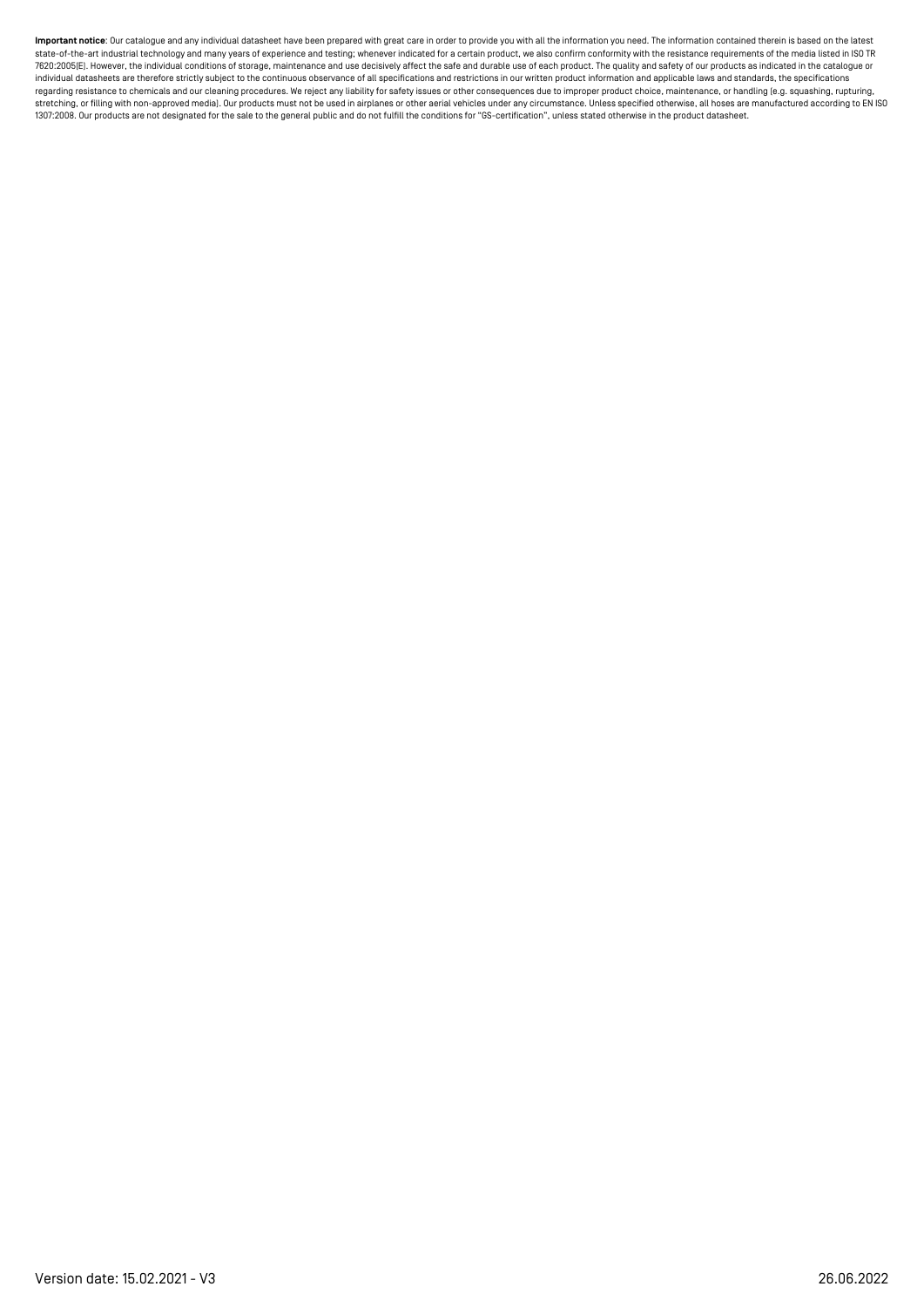**Important notice**: Our catalogue and any individual datasheet have been prepared with great care in order to provide you with all the information you need. The information contained therein is based on the latest state-of-the-art industrial technology and many years of experience and testing; whenever indicated for a certain product, we also confirm conformity with the resistance requirements of the media listed in ISO TR 7620:2005(E). However, the individual conditions of storage, maintenance and use decisively affect the safe and durable use of each product. The quality and safety of our products as indicated in the catalogue or individual datasheets are therefore strictly subject to the continuous observance of all specifications and restrictions in our written product information and applicable laws and standards, the specifications regarding resistance to chemicals and our cleaning procedures. We reject any liability for safety issues or other consequences due to improper product choice, maintenance, or handling (e.g. squashing, rupturing, stretching, or filling with non-approved media). Our products must not be used in airplanes or other aerial vehicles under any circumstance. Unless specified otherwise, all hoses are manufactured according to EN ISO 1307:2008. Our products are not designated for the sale to the general public and do not fulfill the conditions for "GS-certification", unless stated otherwise in the product datasheet.

Version date: 15.02.2021 - V3

26.06.2022